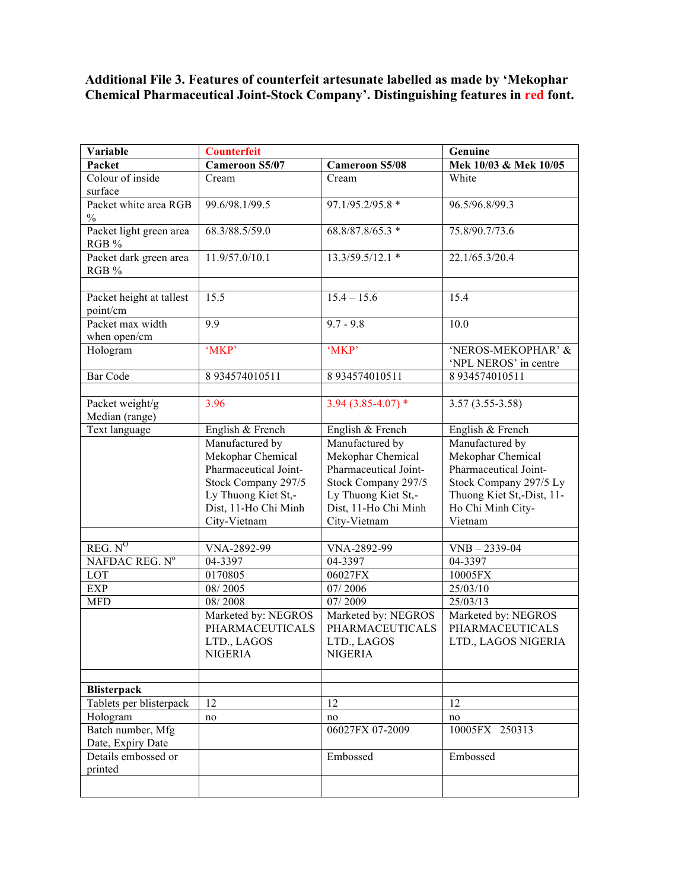**Additional File 3. Features of counterfeit artesunate labelled as made by 'Mekophar Chemical Pharmaceutical Joint-Stock Company'. Distinguishing features in red font.**

| Variable | Counterfeit | | Genuine |
|---|---|---|---|
| **Packet** | **Cameroon S5/07** | **Cameroon S5/08** | **Mek 10/03 & Mek 10/05** |
| Colour of inside surface | Cream | Cream | White |
| Packet white area RGB % | 99.6/98.1/99.5 | 97.1/95.2/95.8 * | 96.5/96.8/99.3 |
| Packet light green area RGB % | 68.3/88.5/59.0 | 68.8/87.8/65.3 * | 75.8/90.7/73.6 |
| Packet dark green area RGB % | 11.9/57.0/10.1 | 13.3/59.5/12.1 * | 22.1/65.3/20.4 |
| | | | |
| Packet height at tallest point/cm | 15.5 | 15.4 – 15.6 | 15.4 |
| Packet max width when open/cm | 9.9 | 9.7 - 9.8 | 10.0 |
| Hologram | 'MKP' | 'MKP' | 'NEROS-MEKOPHAR' & 'NPL NEROS' in centre |
| Bar Code | 8 934574010511 | 8 934574010511 | 8 934574010511 |
| | | | |
| Packet weight/g Median (range) | 3.96 | 3.94 (3.85-4.07) * | 3.57 (3.55-3.58) |
| Text language | English & French | English & French | English & French |
| | Manufactured by Mekophar Chemical Pharmaceutical Joint-Stock Company 297/5 Ly Thuong Kiet St,-Dist, 11-Ho Chi Minh City-Vietnam | Manufactured by Mekophar Chemical Pharmaceutical Joint-Stock Company 297/5 Ly Thuong Kiet St,-Dist, 11-Ho Chi Minh City-Vietnam | Manufactured by Mekophar Chemical Pharmaceutical Joint-Stock Company 297/5 Ly Thuong Kiet St,-Dist, 11-Ho Chi Minh City-Vietnam |
| | | | |
| REG. N$^{O}$ | VNA-2892-99 | VNA-2892-99 | VNB – 2339-04 |
| NAFDAC REG. N$^{o}$ | 04-3397 | 04-3397 | 04-3397 |
| LOT | 0170805 | 06027FX | 10005FX |
| EXP | 08/ 2005 | 07/ 2006 | 25/03/10 |
| MFD | 08/ 2008 | 07/ 2009 | 25/03/13 |
| | Marketed by: NEGROS PHARMACEUTICALS LTD., LAGOS NIGERIA | Marketed by: NEGROS PHARMACEUTICALS LTD., LAGOS NIGERIA | Marketed by: NEGROS PHARMACEUTICALS LTD., LAGOS NIGERIA |
| | | | |
| **Blisterpack** | | | |
| Tablets per blisterpack | 12 | 12 | 12 |
| Hologram | no | no | no |
| Batch number, Mfg Date, Expiry Date | | 06027FX 07-2009 | 10005FX 250313 |
| Details embossed or printed | | Embossed | Embossed |
| | | | |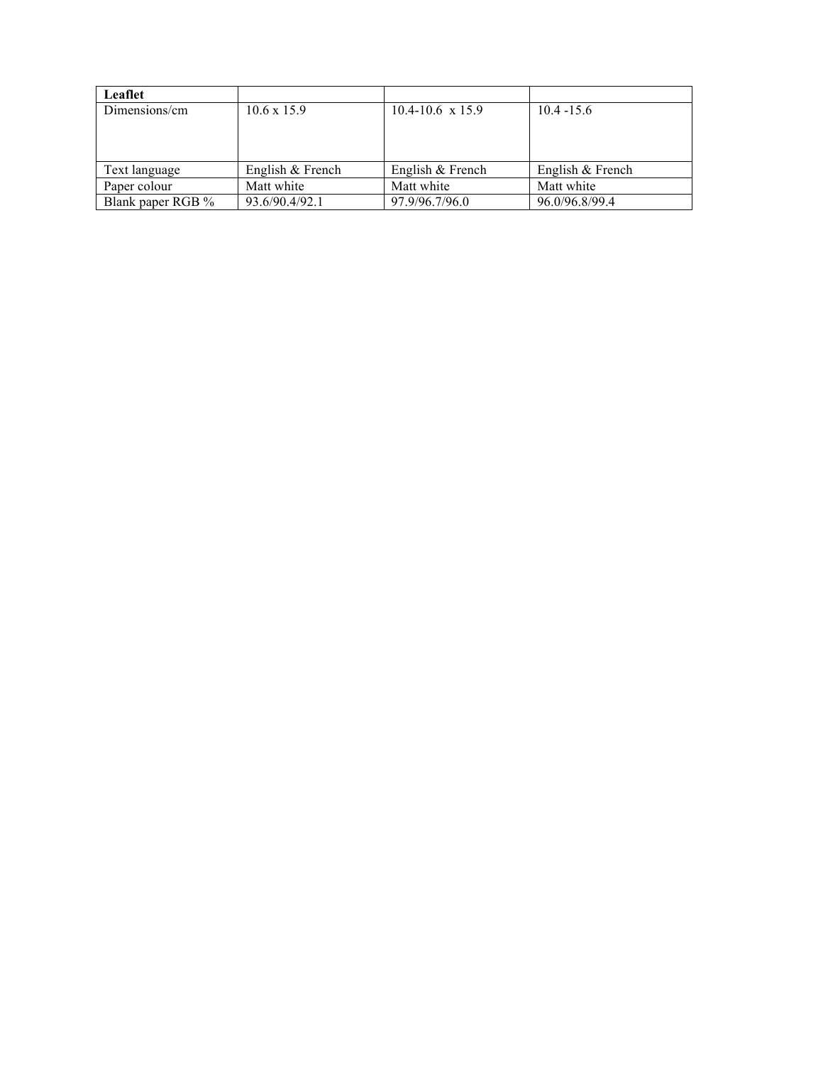| | | | |
|---|---|---|---|
| **Leaflet** | | | |
| Dimensions/cm | 10.6 x 15.9 | 10.4-10.6 x 15.9 | 10.4 -15.6 |
| Text language | English & French | English & French | English & French |
| Paper colour | Matt white | Matt white | Matt white |
| Blank paper RGB % | 93.6/90.4/92.1 | 97.9/96.7/96.0 | 96.0/96.8/99.4 |